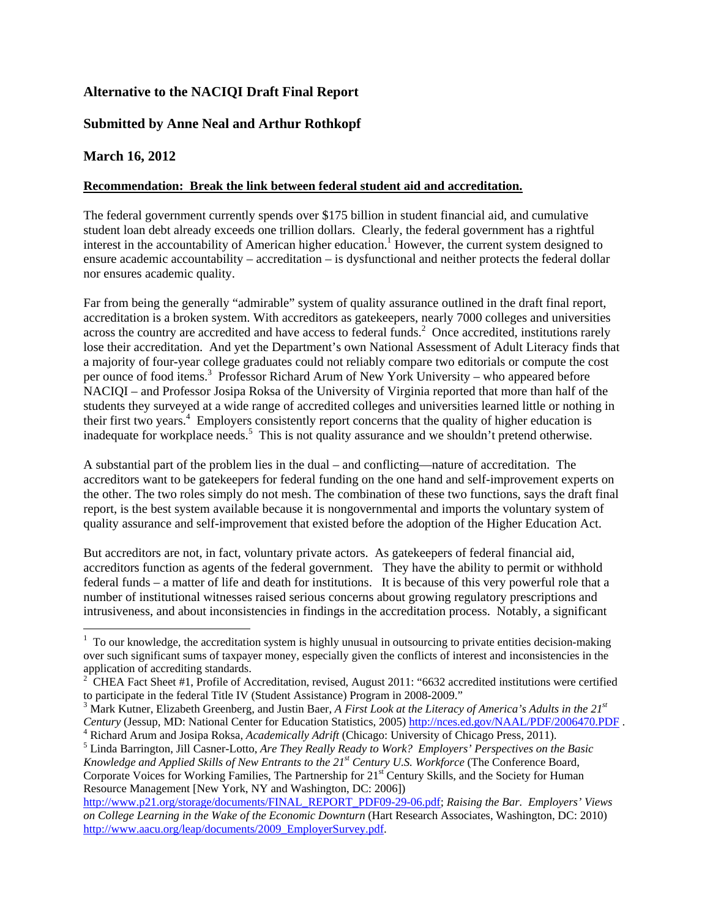**Alternative to the NACIQI Draft Final Report**

**Submitted by Anne Neal and Arthur Rothkopf**

**March 16, 2012**

**Recommendation: Break the link between federal student aid and accreditation.**

The federal government currently spends over $175 billion in student financial aid, and cumulative student loan debt already exceeds one trillion dollars. Clearly, the federal government has a rightful interest in the accountability of American higher education.[1] However, the current system designed to ensure academic accountability – accreditation – is dysfunctional and neither protects the federal dollar nor ensures academic quality.

Far from being the generally "admirable" system of quality assurance outlined in the draft final report, accreditation is a broken system. With accreditors as gatekeepers, nearly 7000 colleges and universities across the country are accredited and have access to federal funds.[2] Once accredited, institutions rarely lose their accreditation. And yet the Department's own National Assessment of Adult Literacy finds that a majority of four-year college graduates could not reliably compare two editorials or compute the cost per ounce of food items.[3] Professor Richard Arum of New York University – who appeared before NACIQI – and Professor Josipa Roksa of the University of Virginia reported that more than half of the students they surveyed at a wide range of accredited colleges and universities learned little or nothing in their first two years.[4] Employers consistently report concerns that the quality of higher education is inadequate for workplace needs.[5] This is not quality assurance and we shouldn't pretend otherwise.

A substantial part of the problem lies in the dual – and conflicting—nature of accreditation. The accreditors want to be gatekeepers for federal funding on the one hand and self-improvement experts on the other. The two roles simply do not mesh. The combination of these two functions, says the draft final report, is the best system available because it is nongovernmental and imports the voluntary system of quality assurance and self-improvement that existed before the adoption of the Higher Education Act.

But accreditors are not, in fact, voluntary private actors. As gatekeepers of federal financial aid, accreditors function as agents of the federal government. They have the ability to permit or withhold federal funds – a matter of life and death for institutions. It is because of this very powerful role that a number of institutional witnesses raised serious concerns about growing regulatory prescriptions and intrusiveness, and about inconsistencies in findings in the accreditation process. Notably, a significant

---

[1] To our knowledge, the accreditation system is highly unusual in outsourcing to private entities decision-making over such significant sums of taxpayer money, especially given the conflicts of interest and inconsistencies in the application of accrediting standards.

[2] CHEA Fact Sheet #1, Profile of Accreditation, revised, August 2011: "6632 accredited institutions were certified to participate in the federal Title IV (Student Assistance) Program in 2008-2009."

[3] Mark Kutner, Elizabeth Greenberg, and Justin Baer, *A First Look at the Literacy of America's Adults in the 21st Century* (Jessup, MD: National Center for Education Statistics, 2005) http://nces.ed.gov/NAAL/PDF/2006470.PDF .

[4] Richard Arum and Josipa Roksa, *Academically Adrift* (Chicago: University of Chicago Press, 2011).

[5] Linda Barrington, Jill Casner-Lotto, *Are They Really Ready to Work? Employers' Perspectives on the Basic Knowledge and Applied Skills of New Entrants to the 21st Century U.S. Workforce* (The Conference Board, Corporate Voices for Working Families, The Partnership for 21st Century Skills, and the Society for Human Resource Management [New York, NY and Washington, DC: 2006]) http://www.p21.org/storage/documents/FINAL_REPORT_PDF09-29-06.pdf; *Raising the Bar. Employers' Views on College Learning in the Wake of the Economic Downturn* (Hart Research Associates, Washington, DC: 2010) http://www.aacu.org/leap/documents/2009_EmployerSurvey.pdf.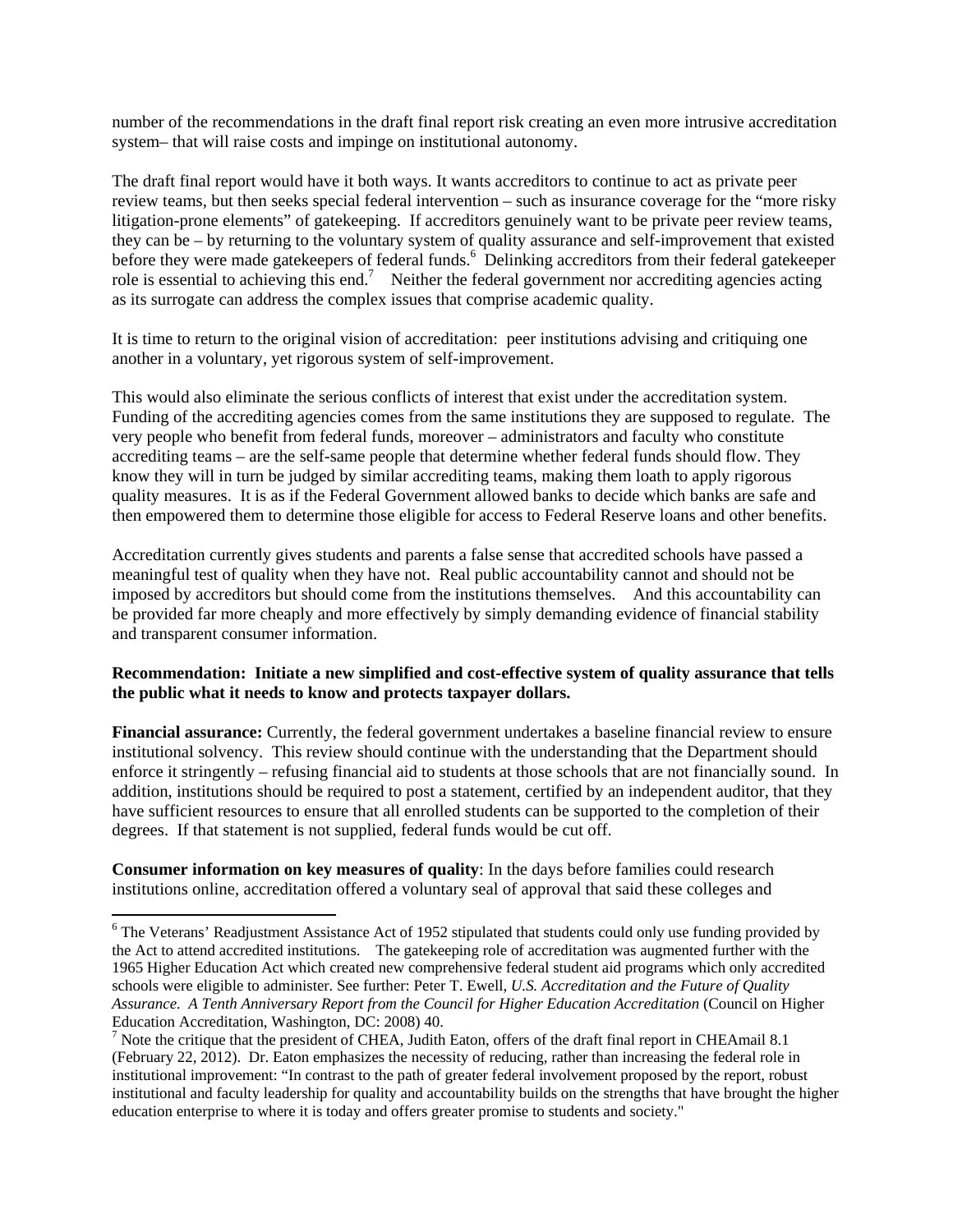number of the recommendations in the draft final report risk creating an even more intrusive accreditation system– that will raise costs and impinge on institutional autonomy.

The draft final report would have it both ways. It wants accreditors to continue to act as private peer review teams, but then seeks special federal intervention – such as insurance coverage for the "more risky litigation-prone elements" of gatekeeping. If accreditors genuinely want to be private peer review teams, they can be – by returning to the voluntary system of quality assurance and self-improvement that existed before they were made gatekeepers of federal funds.[6] Delinking accreditors from their federal gatekeeper role is essential to achieving this end.[7] Neither the federal government nor accrediting agencies acting as its surrogate can address the complex issues that comprise academic quality.

It is time to return to the original vision of accreditation: peer institutions advising and critiquing one another in a voluntary, yet rigorous system of self-improvement.

This would also eliminate the serious conflicts of interest that exist under the accreditation system. Funding of the accrediting agencies comes from the same institutions they are supposed to regulate. The very people who benefit from federal funds, moreover – administrators and faculty who constitute accrediting teams – are the self-same people that determine whether federal funds should flow. They know they will in turn be judged by similar accrediting teams, making them loath to apply rigorous quality measures. It is as if the Federal Government allowed banks to decide which banks are safe and then empowered them to determine those eligible for access to Federal Reserve loans and other benefits.

Accreditation currently gives students and parents a false sense that accredited schools have passed a meaningful test of quality when they have not. Real public accountability cannot and should not be imposed by accreditors but should come from the institutions themselves. And this accountability can be provided far more cheaply and more effectively by simply demanding evidence of financial stability and transparent consumer information.

**Recommendation: Initiate a new simplified and cost-effective system of quality assurance that tells the public what it needs to know and protects taxpayer dollars.**

**Financial assurance:** Currently, the federal government undertakes a baseline financial review to ensure institutional solvency. This review should continue with the understanding that the Department should enforce it stringently – refusing financial aid to students at those schools that are not financially sound. In addition, institutions should be required to post a statement, certified by an independent auditor, that they have sufficient resources to ensure that all enrolled students can be supported to the completion of their degrees. If that statement is not supplied, federal funds would be cut off.

**Consumer information on key measures of quality**: In the days before families could research institutions online, accreditation offered a voluntary seal of approval that said these colleges and

---

[6] The Veterans' Readjustment Assistance Act of 1952 stipulated that students could only use funding provided by the Act to attend accredited institutions. The gatekeeping role of accreditation was augmented further with the 1965 Higher Education Act which created new comprehensive federal student aid programs which only accredited schools were eligible to administer. See further: Peter T. Ewell, *U.S. Accreditation and the Future of Quality Assurance. A Tenth Anniversary Report from the Council for Higher Education Accreditation* (Council on Higher Education Accreditation, Washington, DC: 2008) 40.

[7] Note the critique that the president of CHEA, Judith Eaton, offers of the draft final report in CHEAmail 8.1 (February 22, 2012). Dr. Eaton emphasizes the necessity of reducing, rather than increasing the federal role in institutional improvement: "In contrast to the path of greater federal involvement proposed by the report, robust institutional and faculty leadership for quality and accountability builds on the strengths that have brought the higher education enterprise to where it is today and offers greater promise to students and society."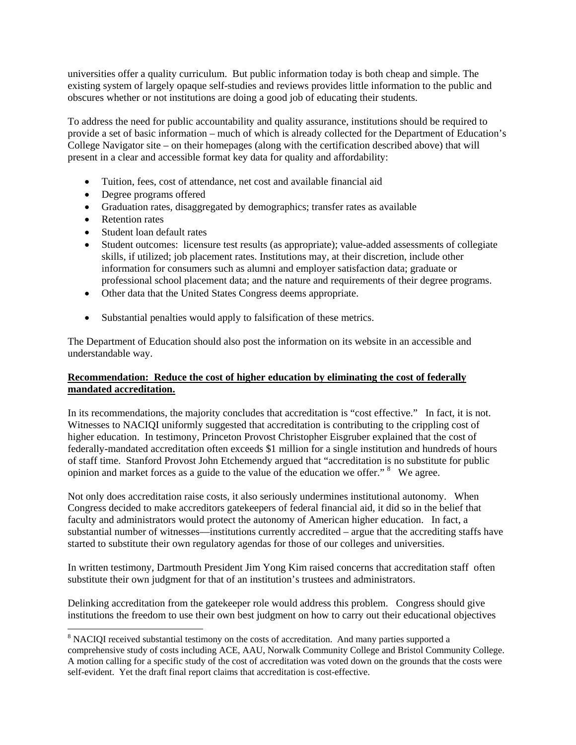universities offer a quality curriculum. But public information today is both cheap and simple. The existing system of largely opaque self-studies and reviews provides little information to the public and obscures whether or not institutions are doing a good job of educating their students.

To address the need for public accountability and quality assurance, institutions should be required to provide a set of basic information – much of which is already collected for the Department of Education's College Navigator site – on their homepages (along with the certification described above) that will present in a clear and accessible format key data for quality and affordability:

- Tuition, fees, cost of attendance, net cost and available financial aid
- Degree programs offered
- Graduation rates, disaggregated by demographics; transfer rates as available
- Retention rates
- Student loan default rates
- Student outcomes: licensure test results (as appropriate); value-added assessments of collegiate skills, if utilized; job placement rates. Institutions may, at their discretion, include other information for consumers such as alumni and employer satisfaction data; graduate or professional school placement data; and the nature and requirements of their degree programs.
- Other data that the United States Congress deems appropriate.
- Substantial penalties would apply to falsification of these metrics.

The Department of Education should also post the information on its website in an accessible and understandable way.

**Recommendation: Reduce the cost of higher education by eliminating the cost of federally mandated accreditation.**

In its recommendations, the majority concludes that accreditation is "cost effective." In fact, it is not. Witnesses to NACIQI uniformly suggested that accreditation is contributing to the crippling cost of higher education. In testimony, Princeton Provost Christopher Eisgruber explained that the cost of federally-mandated accreditation often exceeds $1 million for a single institution and hundreds of hours of staff time. Stanford Provost John Etchemendy argued that "accreditation is no substitute for public opinion and market forces as a guide to the value of the education we offer." [8] We agree.

Not only does accreditation raise costs, it also seriously undermines institutional autonomy. When Congress decided to make accreditors gatekeepers of federal financial aid, it did so in the belief that faculty and administrators would protect the autonomy of American higher education. In fact, a substantial number of witnesses—institutions currently accredited – argue that the accrediting staffs have started to substitute their own regulatory agendas for those of our colleges and universities.

In written testimony, Dartmouth President Jim Yong Kim raised concerns that accreditation staff often substitute their own judgment for that of an institution's trustees and administrators.

Delinking accreditation from the gatekeeper role would address this problem. Congress should give institutions the freedom to use their own best judgment on how to carry out their educational objectives

[8] NACIQI received substantial testimony on the costs of accreditation. And many parties supported a comprehensive study of costs including ACE, AAU, Norwalk Community College and Bristol Community College. A motion calling for a specific study of the cost of accreditation was voted down on the grounds that the costs were self-evident. Yet the draft final report claims that accreditation is cost-effective.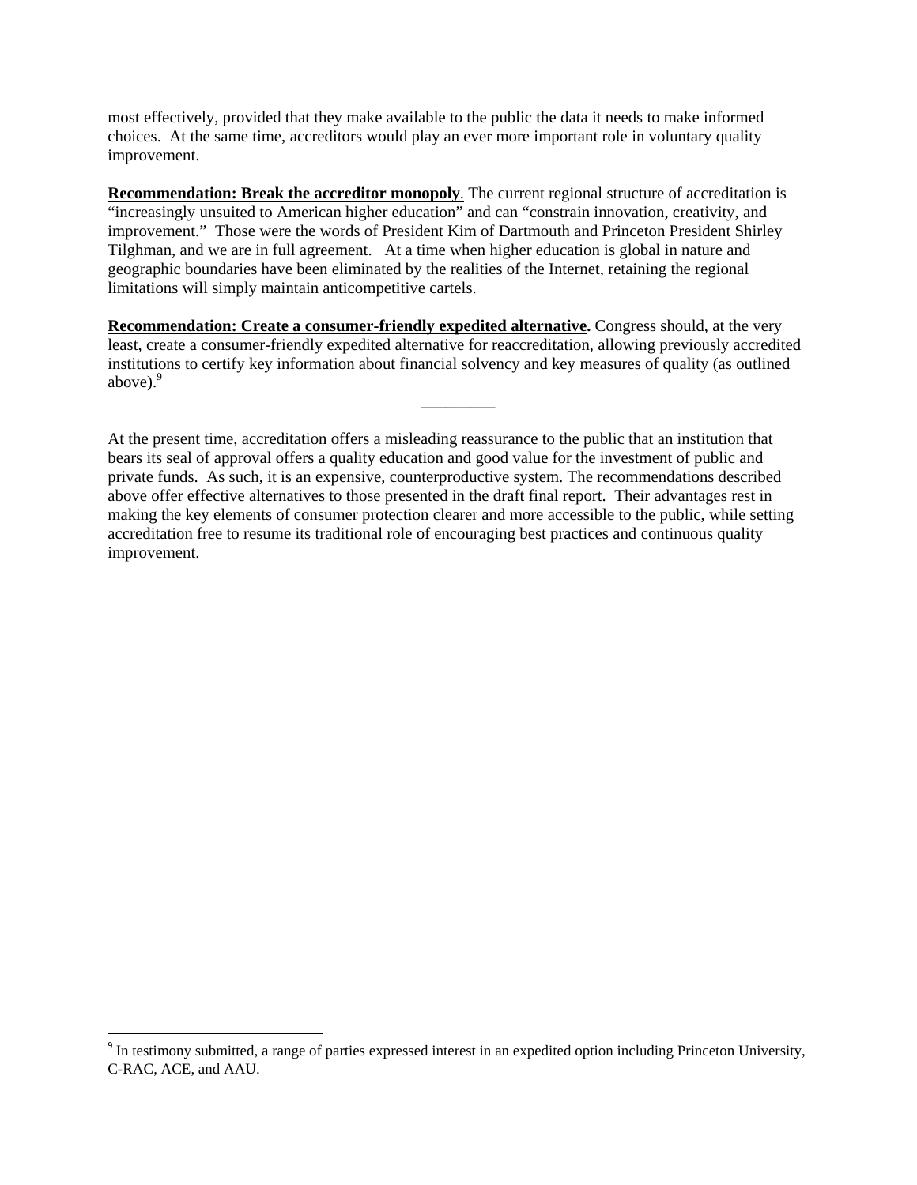most effectively, provided that they make available to the public the data it needs to make informed choices. At the same time, accreditors would play an ever more important role in voluntary quality improvement.

**Recommendation: Break the accreditor monopoly**. The current regional structure of accreditation is "increasingly unsuited to American higher education" and can "constrain innovation, creativity, and improvement." Those were the words of President Kim of Dartmouth and Princeton President Shirley Tilghman, and we are in full agreement. At a time when higher education is global in nature and geographic boundaries have been eliminated by the realities of the Internet, retaining the regional limitations will simply maintain anticompetitive cartels.

**Recommendation: Create a consumer-friendly expedited alternative.** Congress should, at the very least, create a consumer-friendly expedited alternative for reaccreditation, allowing previously accredited institutions to certify key information about financial solvency and key measures of quality (as outlined above).[9]

---

At the present time, accreditation offers a misleading reassurance to the public that an institution that bears its seal of approval offers a quality education and good value for the investment of public and private funds. As such, it is an expensive, counterproductive system. The recommendations described above offer effective alternatives to those presented in the draft final report. Their advantages rest in making the key elements of consumer protection clearer and more accessible to the public, while setting accreditation free to resume its traditional role of encouraging best practices and continuous quality improvement.

[9] In testimony submitted, a range of parties expressed interest in an expedited option including Princeton University, C-RAC, ACE, and AAU.